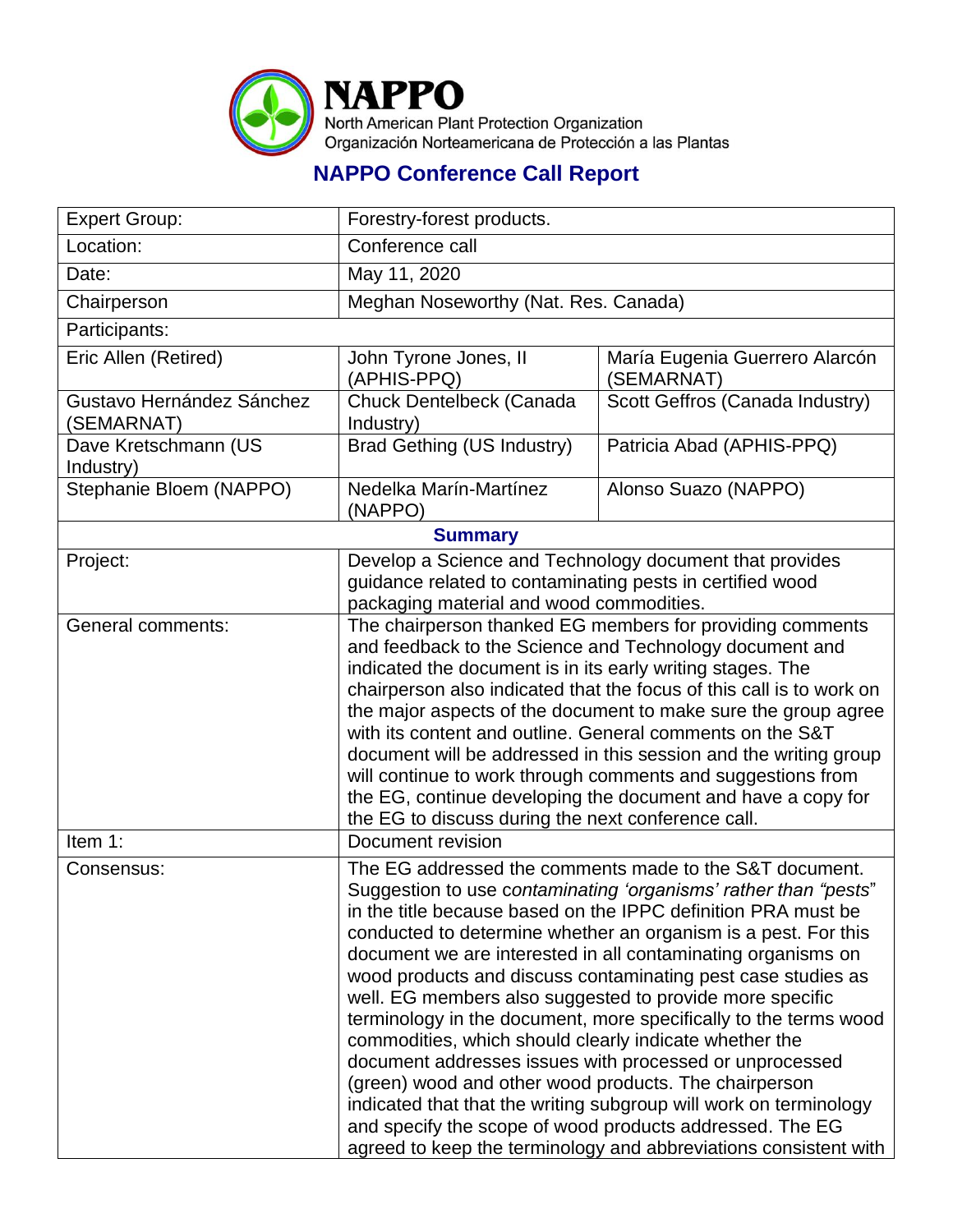**NAPPO**
North American Plant Protection Organization
Organización Norteamericana de Protección a las Plantas

## NAPPO Conference Call Report

| Expert Group: | Forestry-forest products. | |
|---|---|---|
| Location: | Conference call | |
| Date: | May 11, 2020 | |
| Chairperson | Meghan Noseworthy (Nat. Res. Canada) | |
| Participants: | | |
| Eric Allen (Retired) | John Tyrone Jones, II (APHIS-PPQ) | María Eugenia Guerrero Alarcón (SEMARNAT) |
| Gustavo Hernández Sánchez (SEMARNAT) | Chuck Dentelbeck (Canada Industry) | Scott Geffros (Canada Industry) |
| Dave Kretschmann (US Industry) | Brad Gething (US Industry) | Patricia Abad (APHIS-PPQ) |
| Stephanie Bloem (NAPPO) | Nedelka Marín-Martínez (NAPPO) | Alonso Suazo (NAPPO) |
| **Summary** | | |
| Project: | Develop a Science and Technology document that provides guidance related to contaminating pests in certified wood packaging material and wood commodities. | |
| General comments: | The chairperson thanked EG members for providing comments and feedback to the Science and Technology document and indicated the document is in its early writing stages. The chairperson also indicated that the focus of this call is to work on the major aspects of the document to make sure the group agree with its content and outline. General comments on the S&T document will be addressed in this session and the writing group will continue to work through comments and suggestions from the EG, continue developing the document and have a copy for the EG to discuss during the next conference call. | |
| Item 1: | Document revision | |
| Consensus: | The EG addressed the comments made to the S&T document. Suggestion to use c*ontaminating 'organisms' rather than "pests*" in the title because based on the IPPC definition PRA must be conducted to determine whether an organism is a pest. For this document we are interested in all contaminating organisms on wood products and discuss contaminating pest case studies as well. EG members also suggested to provide more specific terminology in the document, more specifically to the terms wood commodities, which should clearly indicate whether the document addresses issues with processed or unprocessed (green) wood and other wood products. The chairperson indicated that that the writing subgroup will work on terminology and specify the scope of wood products addressed. The EG agreed to keep the terminology and abbreviations consistent with | |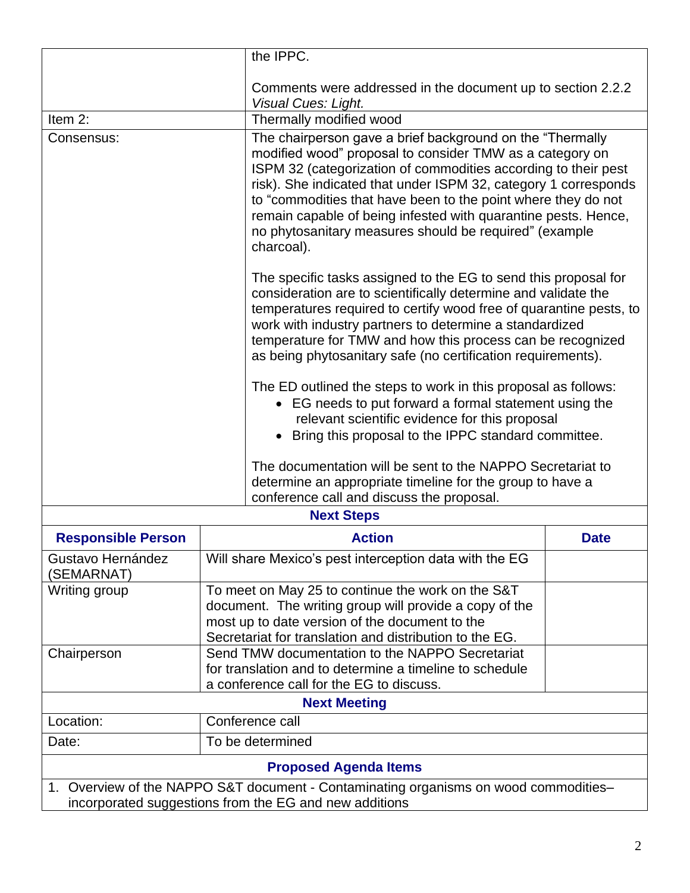| | |
|---|---|
| | the IPPC.<br><br>Comments were addressed in the document up to section 2.2.2 *Visual Cues: Light.* |
| Item 2: | Thermally modified wood |
| Consensus: | The chairperson gave a brief background on the "Thermally modified wood" proposal to consider TMW as a category on ISPM 32 (categorization of commodities according to their pest risk). She indicated that under ISPM 32, category 1 corresponds to "commodities that have been to the point where they do not remain capable of being infested with quarantine pests. Hence, no phytosanitary measures should be required" (example charcoal).<br><br>The specific tasks assigned to the EG to send this proposal for consideration are to scientifically determine and validate the temperatures required to certify wood free of quarantine pests, to work with industry partners to determine a standardized temperature for TMW and how this process can be recognized as being phytosanitary safe (no certification requirements).<br><br>The ED outlined the steps to work in this proposal as follows:<br>• EG needs to put forward a formal statement using the relevant scientific evidence for this proposal<br>• Bring this proposal to the IPPC standard committee.<br><br>The documentation will be sent to the NAPPO Secretariat to determine an appropriate timeline for the group to have a conference call and discuss the proposal. |

**Next Steps**

| Responsible Person | Action | Date |
|---|---|---|
| Gustavo Hernández (SEMARNAT) | Will share Mexico's pest interception data with the EG | |
| Writing group | To meet on May 25 to continue the work on the S&T document. The writing group will provide a copy of the most up to date version of the document to the Secretariat for translation and distribution to the EG. | |
| Chairperson | Send TMW documentation to the NAPPO Secretariat for translation and to determine a timeline to schedule a conference call for the EG to discuss. | |

**Next Meeting**

| | |
|---|---|
| Location: | Conference call |
| Date: | To be determined |

**Proposed Agenda Items**

1. Overview of the NAPPO S&T document - Contaminating organisms on wood commodities– incorporated suggestions from the EG and new additions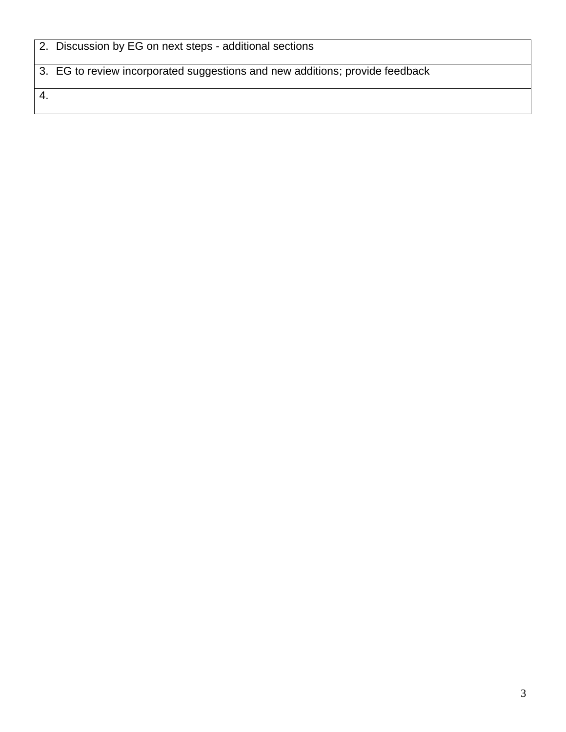| |
|---|
| 2. Discussion by EG on next steps - additional sections |
| 3. EG to review incorporated suggestions and new additions; provide feedback |
| 4. |